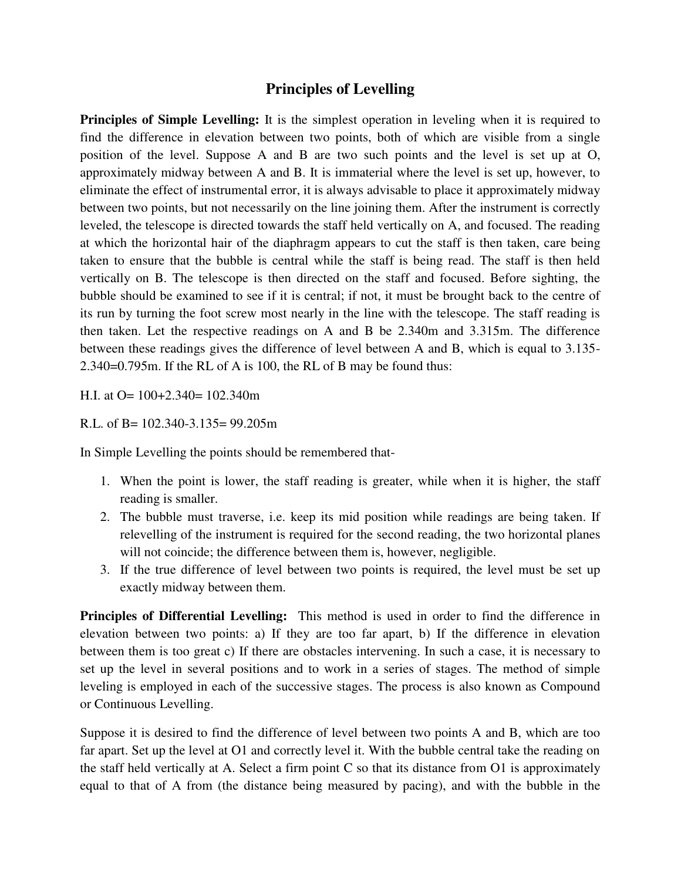# Principles of Levelling

**Principles of Simple Levelling:** It is the simplest operation in leveling when it is required to find the difference in elevation between two points, both of which are visible from a single position of the level. Suppose A and B are two such points and the level is set up at O, approximately midway between A and B. It is immaterial where the level is set up, however, to eliminate the effect of instrumental error, it is always advisable to place it approximately midway between two points, but not necessarily on the line joining them. After the instrument is correctly leveled, the telescope is directed towards the staff held vertically on A, and focused. The reading at which the horizontal hair of the diaphragm appears to cut the staff is then taken, care being taken to ensure that the bubble is central while the staff is being read. The staff is then held vertically on B. The telescope is then directed on the staff and focused. Before sighting, the bubble should be examined to see if it is central; if not, it must be brought back to the centre of its run by turning the foot screw most nearly in the line with the telescope. The staff reading is then taken. Let the respective readings on A and B be 2.340m and 3.315m. The difference between these readings gives the difference of level between A and B, which is equal to 3.135-2.340=0.795m. If the RL of A is 100, the RL of B may be found thus:

H.I. at O= 100+2.340= 102.340m

R.L. of B= 102.340-3.135= 99.205m

In Simple Levelling the points should be remembered that-

1. When the point is lower, the staff reading is greater, while when it is higher, the staff reading is smaller.
2. The bubble must traverse, i.e. keep its mid position while readings are being taken. If relevelling of the instrument is required for the second reading, the two horizontal planes will not coincide; the difference between them is, however, negligible.
3. If the true difference of level between two points is required, the level must be set up exactly midway between them.

**Principles of Differential Levelling:** This method is used in order to find the difference in elevation between two points: a) If they are too far apart, b) If the difference in elevation between them is too great c) If there are obstacles intervening. In such a case, it is necessary to set up the level in several positions and to work in a series of stages. The method of simple leveling is employed in each of the successive stages. The process is also known as Compound or Continuous Levelling.

Suppose it is desired to find the difference of level between two points A and B, which are too far apart. Set up the level at O1 and correctly level it. With the bubble central take the reading on the staff held vertically at A. Select a firm point C so that its distance from O1 is approximately equal to that of A from (the distance being measured by pacing), and with the bubble in the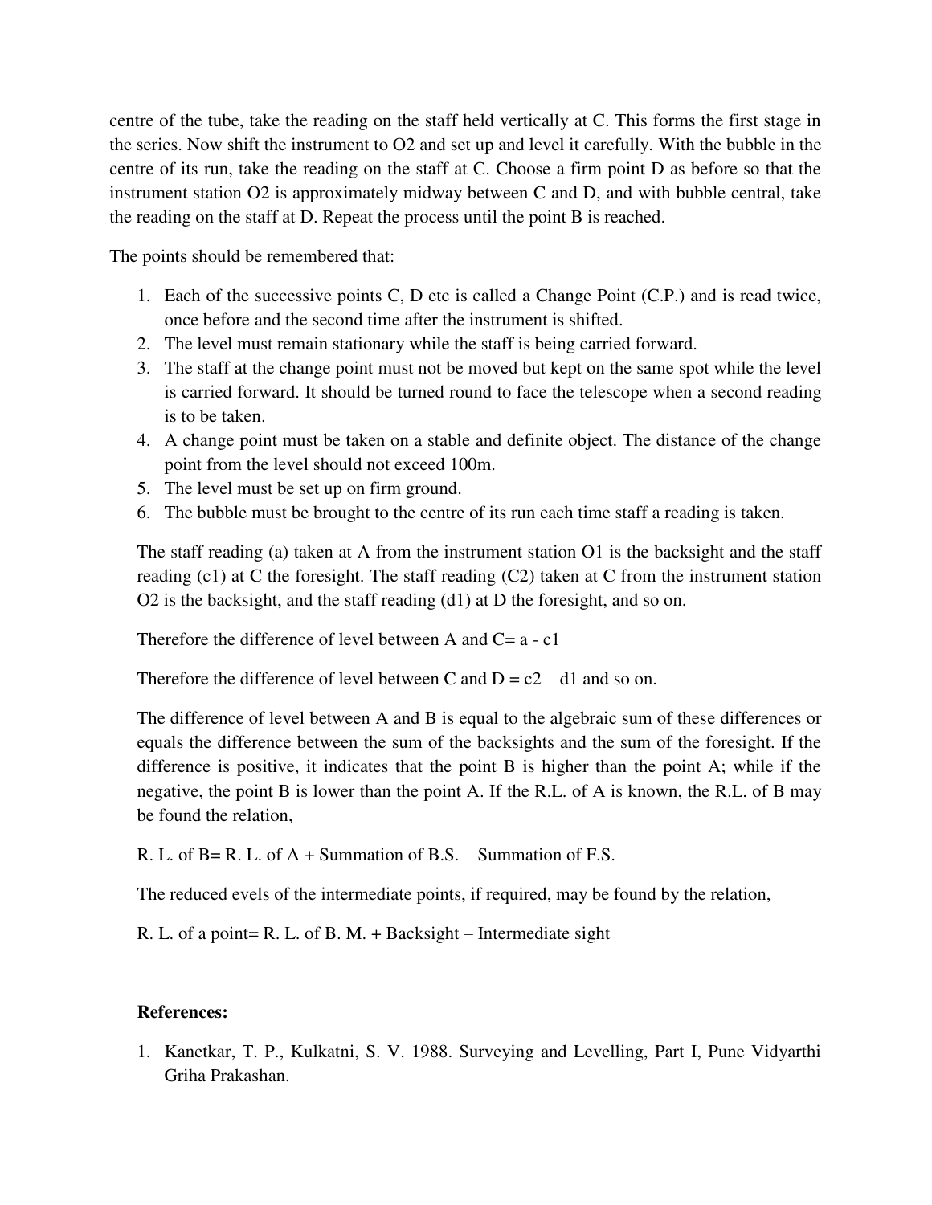centre of the tube, take the reading on the staff held vertically at C. This forms the first stage in the series. Now shift the instrument to O2 and set up and level it carefully. With the bubble in the centre of its run, take the reading on the staff at C. Choose a firm point D as before so that the instrument station O2 is approximately midway between C and D, and with bubble central, take the reading on the staff at D. Repeat the process until the point B is reached.

The points should be remembered that:

1. Each of the successive points C, D etc is called a Change Point (C.P.) and is read twice, once before and the second time after the instrument is shifted.
2. The level must remain stationary while the staff is being carried forward.
3. The staff at the change point must not be moved but kept on the same spot while the level is carried forward. It should be turned round to face the telescope when a second reading is to be taken.
4. A change point must be taken on a stable and definite object. The distance of the change point from the level should not exceed 100m.
5. The level must be set up on firm ground.
6. The bubble must be brought to the centre of its run each time staff a reading is taken.

The staff reading (a) taken at A from the instrument station O1 is the backsight and the staff reading (c1) at C the foresight. The staff reading (C2) taken at C from the instrument station O2 is the backsight, and the staff reading (d1) at D the foresight, and so on.

Therefore the difference of level between A and C= a - c1

Therefore the difference of level between C and D = c2 – d1 and so on.

The difference of level between A and B is equal to the algebraic sum of these differences or equals the difference between the sum of the backsights and the sum of the foresight. If the difference is positive, it indicates that the point B is higher than the point A; while if the negative, the point B is lower than the point A. If the R.L. of A is known, the R.L. of B may be found the relation,

R. L. of B= R. L. of A + Summation of B.S. – Summation of F.S.

The reduced evels of the intermediate points, if required, may be found by the relation,

R. L. of a point= R. L. of B. M. + Backsight – Intermediate sight

**References:**

1. Kanetkar, T. P., Kulkatni, S. V. 1988. Surveying and Levelling, Part I, Pune Vidyarthi Griha Prakashan.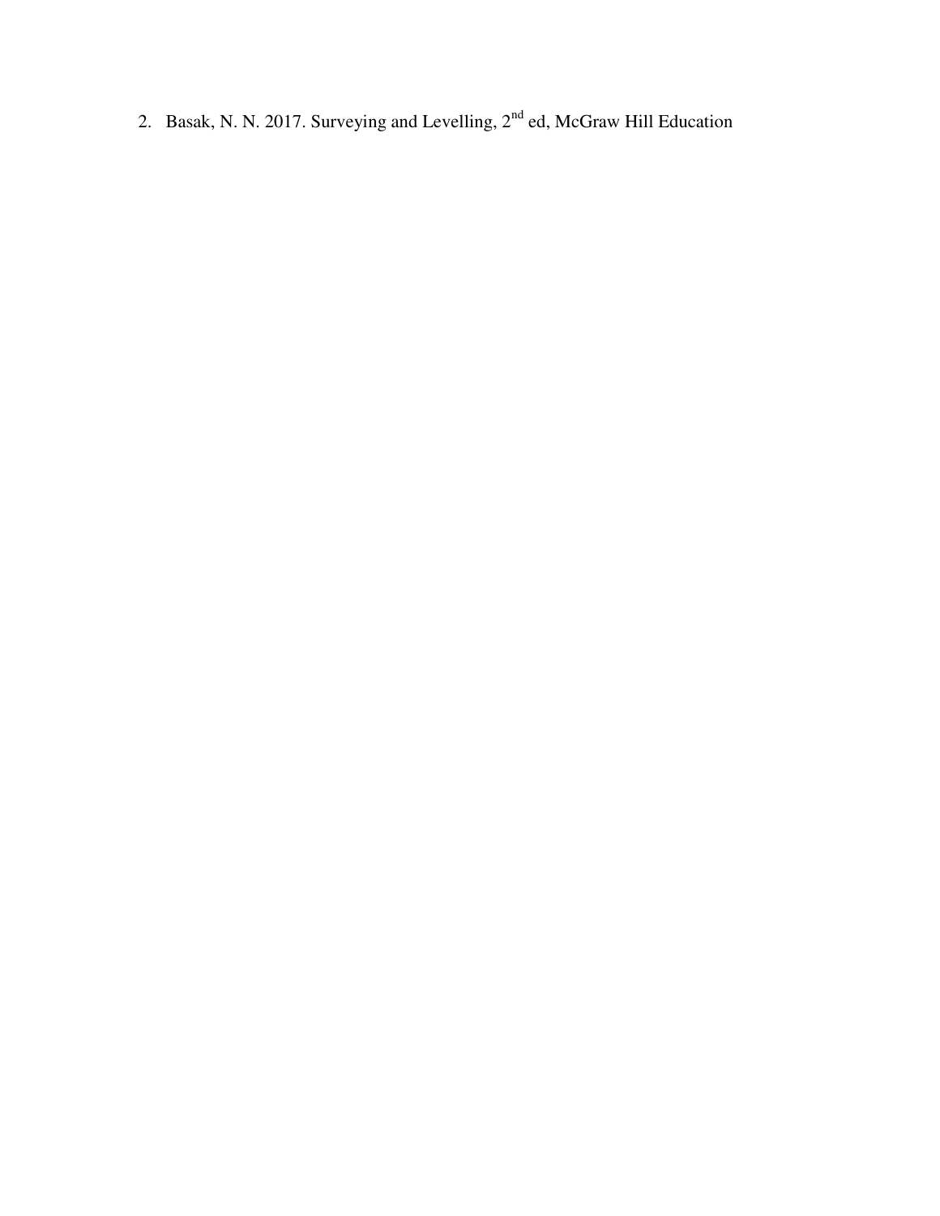2. Basak, N. N. 2017. Surveying and Levelling, 2nd ed, McGraw Hill Education